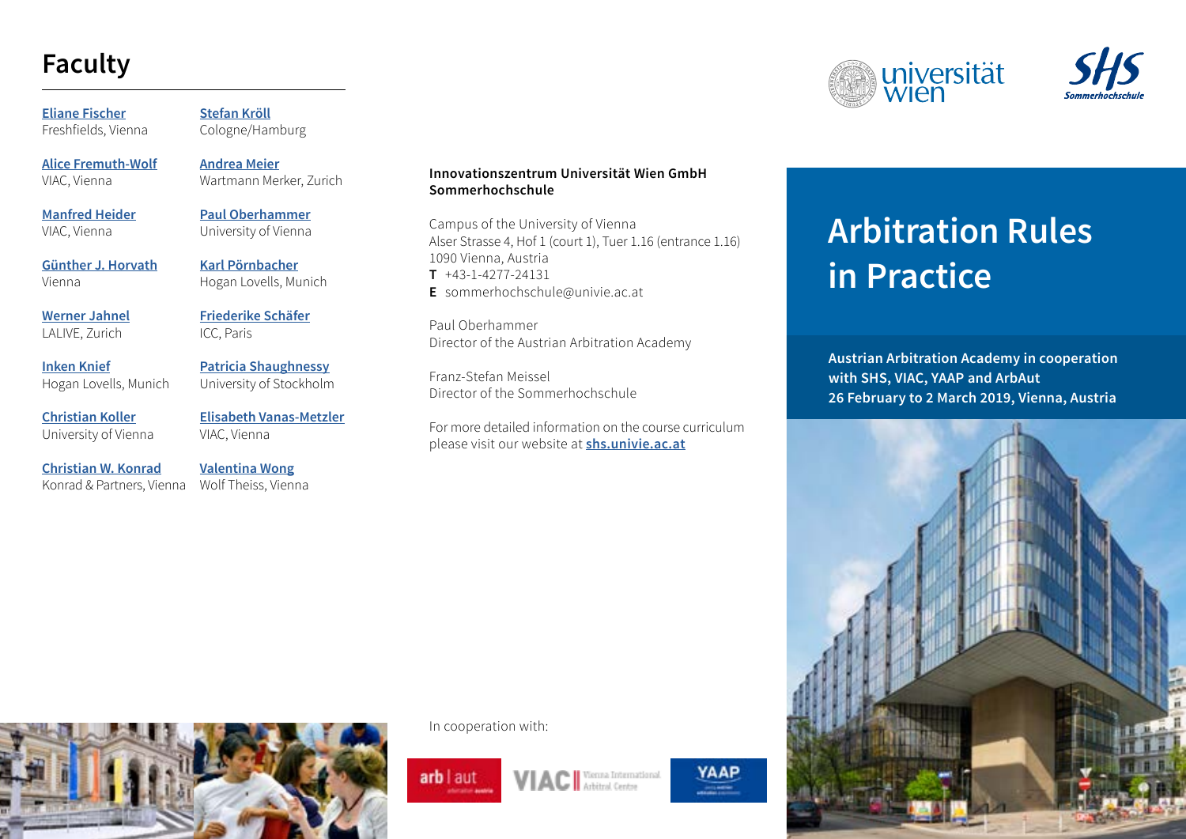## Faculty

**Eliane Fischer**
Freshfields, Vienna

**Alice Fremuth-Wolf**
VIAC, Vienna

**Manfred Heider**
VIAC, Vienna

**Günther J. Horvath**
Vienna

**Werner Jahnel**
LALIVE, Zurich

**Inken Knief**
Hogan Lovells, Munich

**Christian Koller**
University of Vienna

**Christian W. Konrad**
Konrad & Partners, Vienna

**Stefan Kröll**
Cologne/Hamburg

**Andrea Meier**
Wartmann Merker, Zurich

**Paul Oberhammer**
University of Vienna

**Karl Pörnbacher**
Hogan Lovells, Munich

**Friederike Schäfer**
ICC, Paris

**Patricia Shaughnessy**
University of Stockholm

**Elisabeth Vanas-Metzler**
VIAC, Vienna

**Valentina Wong**
Wolf Theiss, Vienna

**Innovationszentrum Universität Wien GmbH**
**Sommerhochschule**

Campus of the University of Vienna
Alser Strasse 4, Hof 1 (court 1), Tuer 1.16 (entrance 1.16)
1090 Vienna, Austria
**T** +43-1-4277-24131
**E** sommerhochschule@univie.ac.at

Paul Oberhammer
Director of the Austrian Arbitration Academy

Franz-Stefan Meissel
Director of the Sommerhochschule

For more detailed information on the course curriculum please visit our website at **shs.univie.ac.at**

In cooperation with:

arb | aut, VIAC Vienna International Arbitral Centre, YAAP

universität wien

SHS Sommerhochschule

# Arbitration Rules in Practice

**Austrian Arbitration Academy in cooperation with SHS, VIAC, YAAP and ArbAut**
**26 February to 2 March 2019, Vienna, Austria**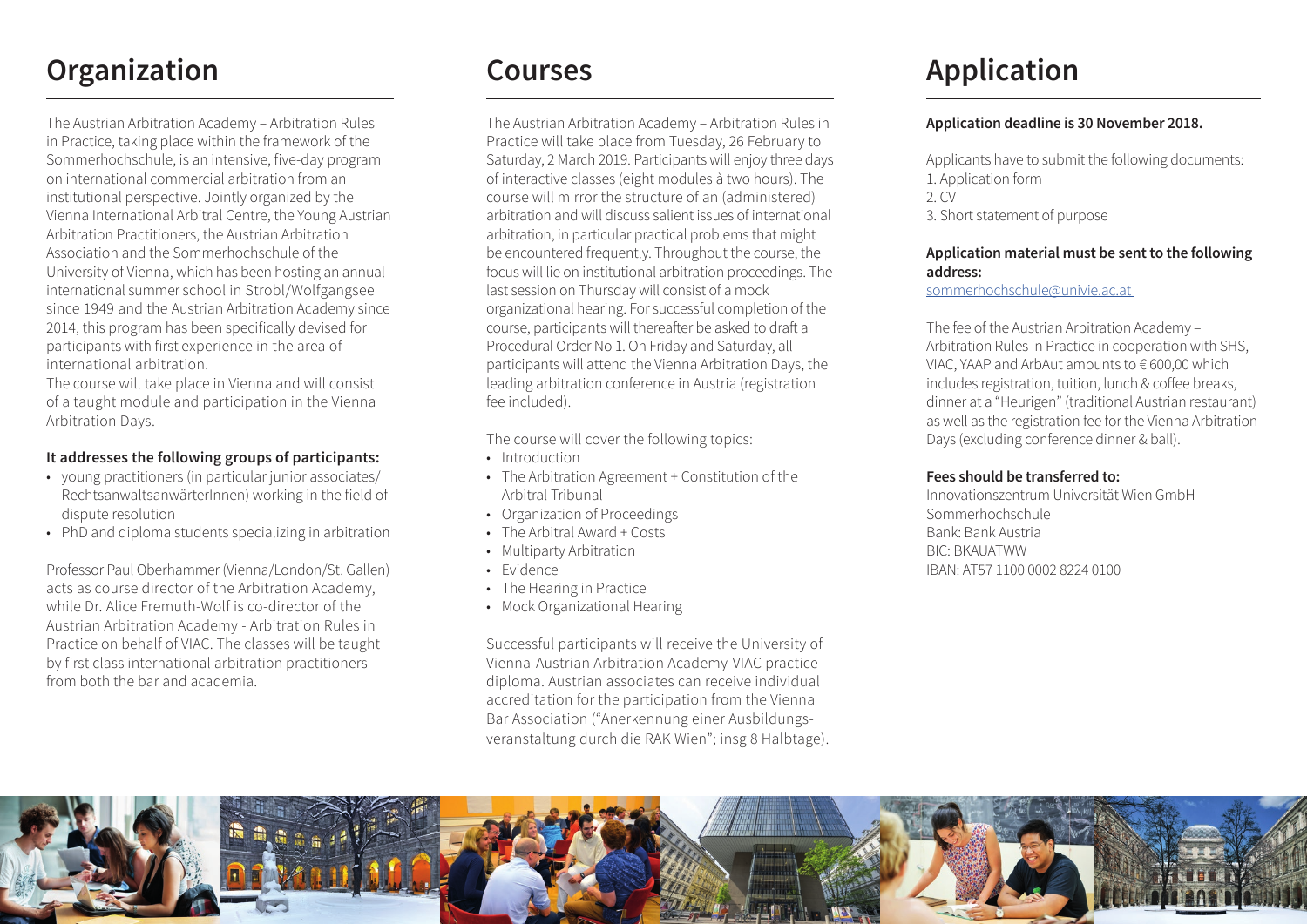# Organization

The Austrian Arbitration Academy – Arbitration Rules in Practice, taking place within the framework of the Sommerhochschule, is an intensive, five-day program on international commercial arbitration from an institutional perspective. Jointly organized by the Vienna International Arbitral Centre, the Young Austrian Arbitration Practitioners, the Austrian Arbitration Association and the Sommerhochschule of the University of Vienna, which has been hosting an annual international summer school in Strobl/Wolfgangsee since 1949 and the Austrian Arbitration Academy since 2014, this program has been specifically devised for participants with first experience in the area of international arbitration.

The course will take place in Vienna and will consist of a taught module and participation in the Vienna Arbitration Days.

**It addresses the following groups of participants:**

- young practitioners (in particular junior associates/ RechtsanwaltsanwärterInnen) working in the field of dispute resolution
- PhD and diploma students specializing in arbitration

Professor Paul Oberhammer (Vienna/London/St. Gallen) acts as course director of the Arbitration Academy, while Dr. Alice Fremuth-Wolf is co-director of the Austrian Arbitration Academy - Arbitration Rules in Practice on behalf of VIAC. The classes will be taught by first class international arbitration practitioners from both the bar and academia.

# Courses

The Austrian Arbitration Academy – Arbitration Rules in Practice will take place from Tuesday, 26 February to Saturday, 2 March 2019. Participants will enjoy three days of interactive classes (eight modules à two hours). The course will mirror the structure of an (administered) arbitration and will discuss salient issues of international arbitration, in particular practical problems that might be encountered frequently. Throughout the course, the focus will lie on institutional arbitration proceedings. The last session on Thursday will consist of a mock organizational hearing. For successful completion of the course, participants will thereafter be asked to draft a Procedural Order No 1. On Friday and Saturday, all participants will attend the Vienna Arbitration Days, the leading arbitration conference in Austria (registration fee included).

The course will cover the following topics:

- Introduction
- The Arbitration Agreement + Constitution of the Arbitral Tribunal
- Organization of Proceedings
- The Arbitral Award + Costs
- Multiparty Arbitration
- Evidence
- The Hearing in Practice
- Mock Organizational Hearing

Successful participants will receive the University of Vienna-Austrian Arbitration Academy-VIAC practice diploma. Austrian associates can receive individual accreditation for the participation from the Vienna Bar Association ("Anerkennung einer Ausbildungs­veranstaltung durch die RAK Wien"; insg 8 Halbtage).

# Application

**Application deadline is 30 November 2018.**

Applicants have to submit the following documents:
1. Application form
2. CV
3. Short statement of purpose

**Application material must be sent to the following address:**
sommerhochschule@univie.ac.at

The fee of the Austrian Arbitration Academy – Arbitration Rules in Practice in cooperation with SHS, VIAC, YAAP and ArbAut amounts to € 600,00 which includes registration, tuition, lunch & coffee breaks, dinner at a "Heurigen" (traditional Austrian restaurant) as well as the registration fee for the Vienna Arbitration Days (excluding conference dinner & ball).

**Fees should be transferred to:**
Innovationszentrum Universität Wien GmbH – Sommerhochschule
Bank: Bank Austria
BIC: BKAUATWW
IBAN: AT57 1100 0002 8224 0100